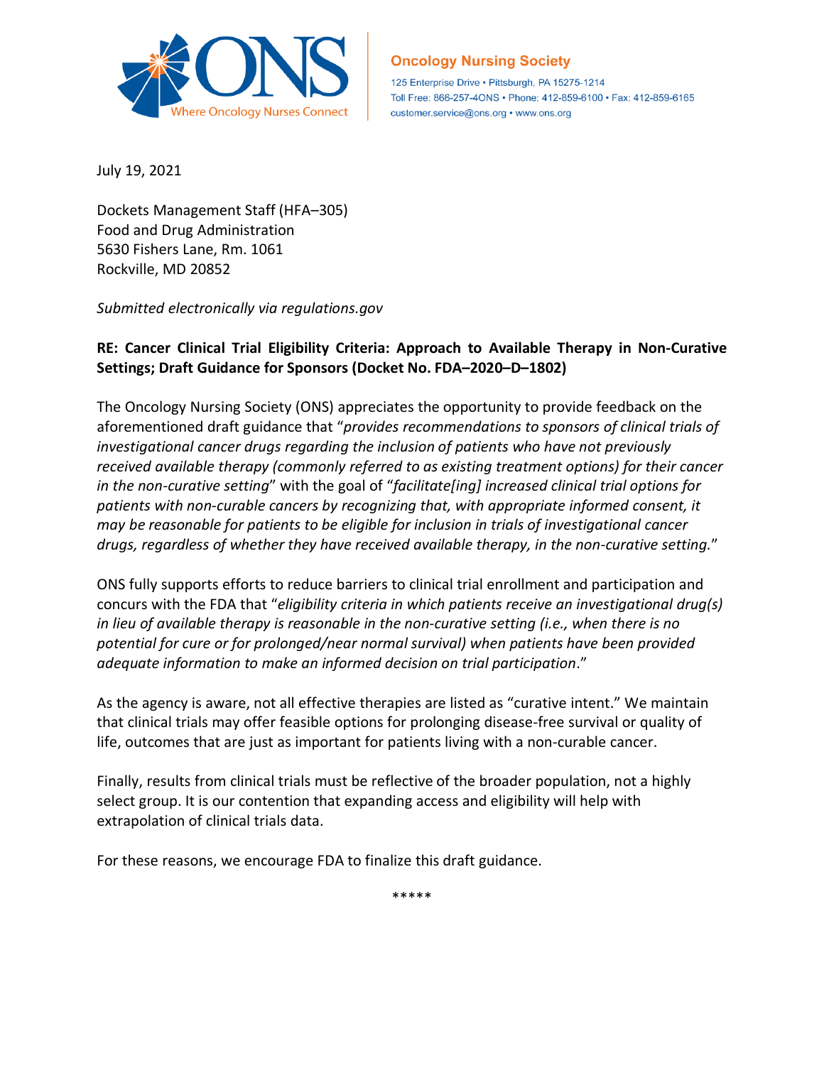**Oncology Nursing Society**

125 Enterprise Drive • Pittsburgh, PA 15275-1214
Toll Free: 866-257-4ONS • Phone: 412-859-6100 • Fax: 412-859-6165
customer.service@ons.org • www.ons.org

July 19, 2021

Dockets Management Staff (HFA–305)
Food and Drug Administration
5630 Fishers Lane, Rm. 1061
Rockville, MD 20852

*Submitted electronically via regulations.gov*

**RE: Cancer Clinical Trial Eligibility Criteria: Approach to Available Therapy in Non-Curative Settings; Draft Guidance for Sponsors (Docket No. FDA–2020–D–1802)**

The Oncology Nursing Society (ONS) appreciates the opportunity to provide feedback on the aforementioned draft guidance that "*provides recommendations to sponsors of clinical trials of investigational cancer drugs regarding the inclusion of patients who have not previously received available therapy (commonly referred to as existing treatment options) for their cancer in the non-curative setting*" with the goal of "*facilitate[ing] increased clinical trial options for patients with non-curable cancers by recognizing that, with appropriate informed consent, it may be reasonable for patients to be eligible for inclusion in trials of investigational cancer drugs, regardless of whether they have received available therapy, in the non-curative setting.*"

ONS fully supports efforts to reduce barriers to clinical trial enrollment and participation and concurs with the FDA that "*eligibility criteria in which patients receive an investigational drug(s) in lieu of available therapy is reasonable in the non-curative setting (i.e., when there is no potential for cure or for prolonged/near normal survival) when patients have been provided adequate information to make an informed decision on trial participation*."

As the agency is aware, not all effective therapies are listed as "curative intent." We maintain that clinical trials may offer feasible options for prolonging disease-free survival or quality of life, outcomes that are just as important for patients living with a non-curable cancer.

Finally, results from clinical trials must be reflective of the broader population, not a highly select group. It is our contention that expanding access and eligibility will help with extrapolation of clinical trials data.

For these reasons, we encourage FDA to finalize this draft guidance.

*****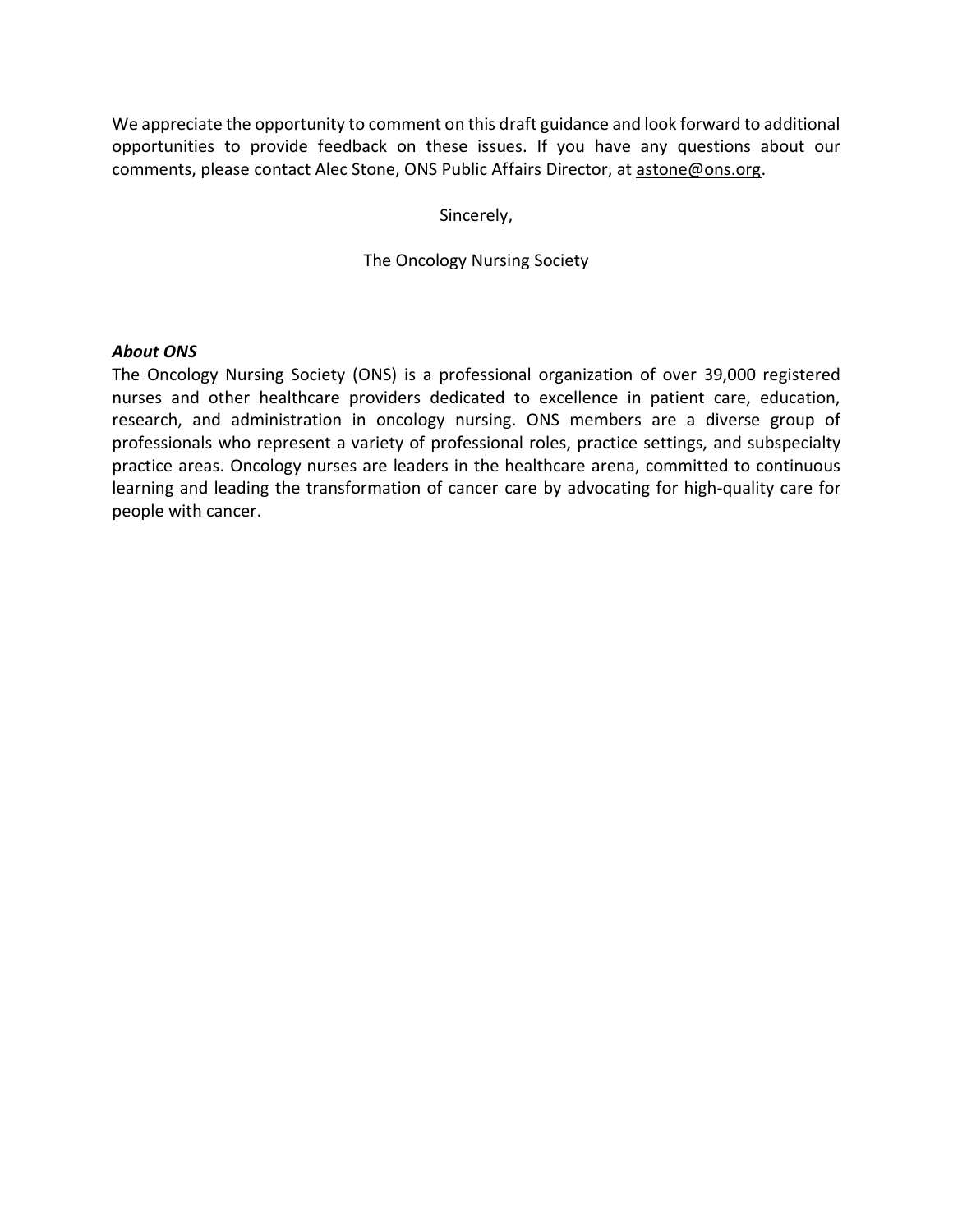We appreciate the opportunity to comment on this draft guidance and look forward to additional opportunities to provide feedback on these issues. If you have any questions about our comments, please contact Alec Stone, ONS Public Affairs Director, at astone@ons.org.

Sincerely,

The Oncology Nursing Society

***About ONS***

The Oncology Nursing Society (ONS) is a professional organization of over 39,000 registered nurses and other healthcare providers dedicated to excellence in patient care, education, research, and administration in oncology nursing. ONS members are a diverse group of professionals who represent a variety of professional roles, practice settings, and subspecialty practice areas. Oncology nurses are leaders in the healthcare arena, committed to continuous learning and leading the transformation of cancer care by advocating for high-quality care for people with cancer.